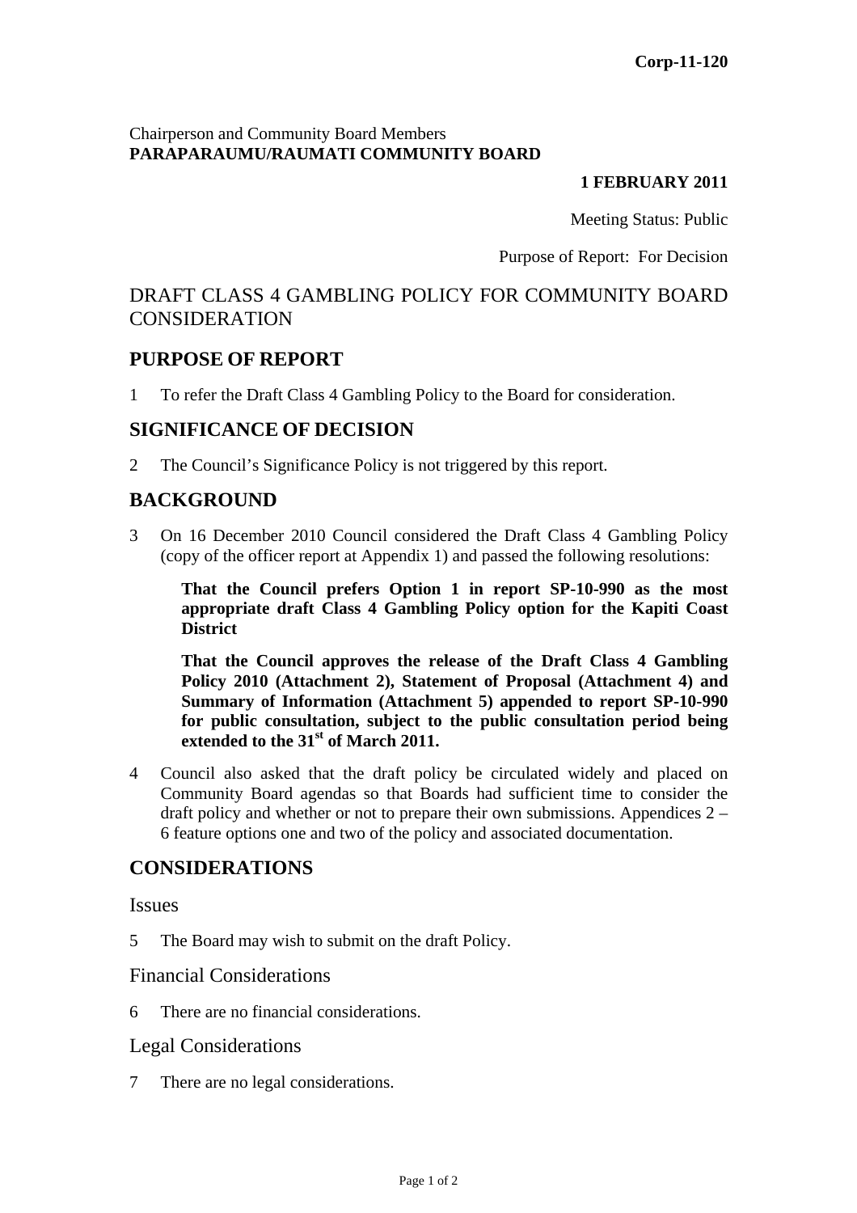**Corp-11-120**

Chairperson and Community Board Members
**PARAPARAUMU/RAUMATI COMMUNITY BOARD**

**1 FEBRUARY 2011**

Meeting Status: Public

Purpose of Report: For Decision

# DRAFT CLASS 4 GAMBLING POLICY FOR COMMUNITY BOARD CONSIDERATION

## PURPOSE OF REPORT

1 To refer the Draft Class 4 Gambling Policy to the Board for consideration.

## SIGNIFICANCE OF DECISION

2 The Council's Significance Policy is not triggered by this report.

## BACKGROUND

3 On 16 December 2010 Council considered the Draft Class 4 Gambling Policy (copy of the officer report at Appendix 1) and passed the following resolutions:

**That the Council prefers Option 1 in report SP-10-990 as the most appropriate draft Class 4 Gambling Policy option for the Kapiti Coast District**

**That the Council approves the release of the Draft Class 4 Gambling Policy 2010 (Attachment 2), Statement of Proposal (Attachment 4) and Summary of Information (Attachment 5) appended to report SP-10-990 for public consultation, subject to the public consultation period being extended to the 31st of March 2011.**

4 Council also asked that the draft policy be circulated widely and placed on Community Board agendas so that Boards had sufficient time to consider the draft policy and whether or not to prepare their own submissions. Appendices 2 – 6 feature options one and two of the policy and associated documentation.

## CONSIDERATIONS

### Issues

5 The Board may wish to submit on the draft Policy.

### Financial Considerations

6 There are no financial considerations.

### Legal Considerations

7 There are no legal considerations.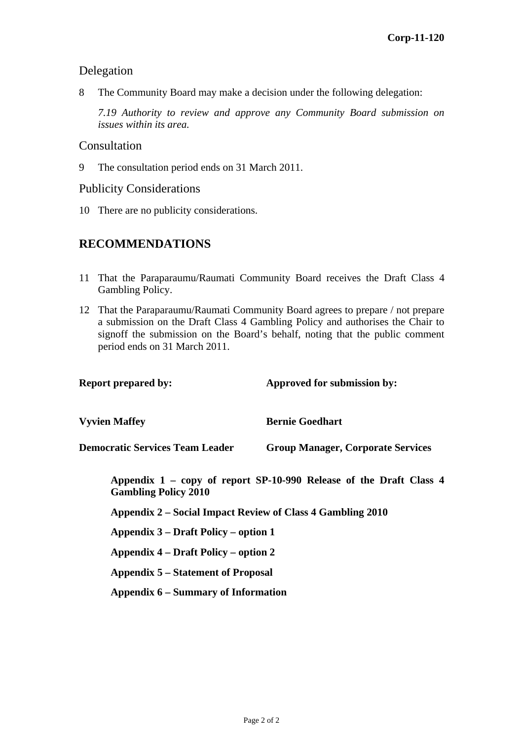## Delegation

8 The Community Board may make a decision under the following delegation:

*7.19 Authority to review and approve any Community Board submission on issues within its area.*

## Consultation

9 The consultation period ends on 31 March 2011.

## Publicity Considerations

10 There are no publicity considerations.

# RECOMMENDATIONS

11 That the Paraparaumu/Raumati Community Board receives the Draft Class 4 Gambling Policy.

12 That the Paraparaumu/Raumati Community Board agrees to prepare / not prepare a submission on the Draft Class 4 Gambling Policy and authorises the Chair to signoff the submission on the Board's behalf, noting that the public comment period ends on 31 March 2011.

| **Report prepared by:** | **Approved for submission by:** |
|---|---|
| **Vyvien Maffey** | **Bernie Goedhart** |
| **Democratic Services Team Leader** | **Group Manager, Corporate Services** |

**Appendix 1 – copy of report SP-10-990 Release of the Draft Class 4 Gambling Policy 2010**

**Appendix 2 – Social Impact Review of Class 4 Gambling 2010**

**Appendix 3 – Draft Policy – option 1**

**Appendix 4 – Draft Policy – option 2**

**Appendix 5 – Statement of Proposal**

**Appendix 6 – Summary of Information**